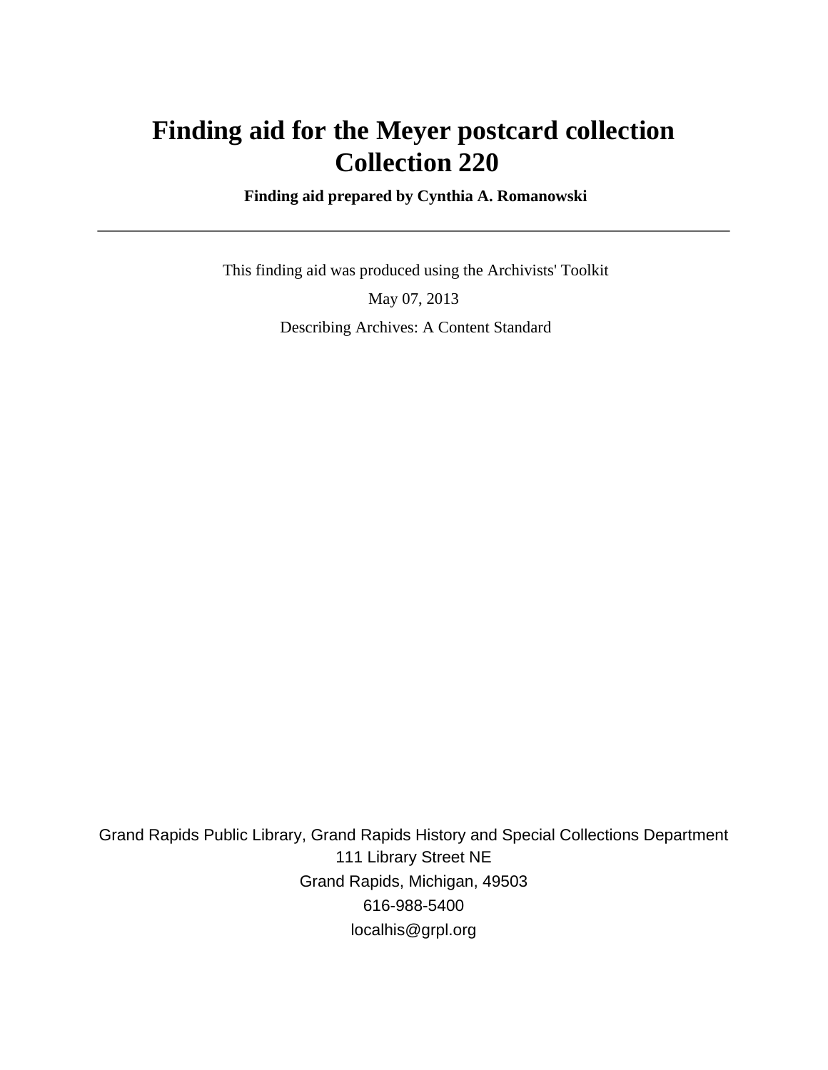# Finding aid for the Meyer postcard collection Collection 220

**Finding aid prepared by Cynthia A. Romanowski**

---

This finding aid was produced using the Archivists' Toolkit

May 07, 2013

Describing Archives: A Content Standard

Grand Rapids Public Library, Grand Rapids History and Special Collections Department
111 Library Street NE
Grand Rapids, Michigan, 49503
616-988-5400
localhis@grpl.org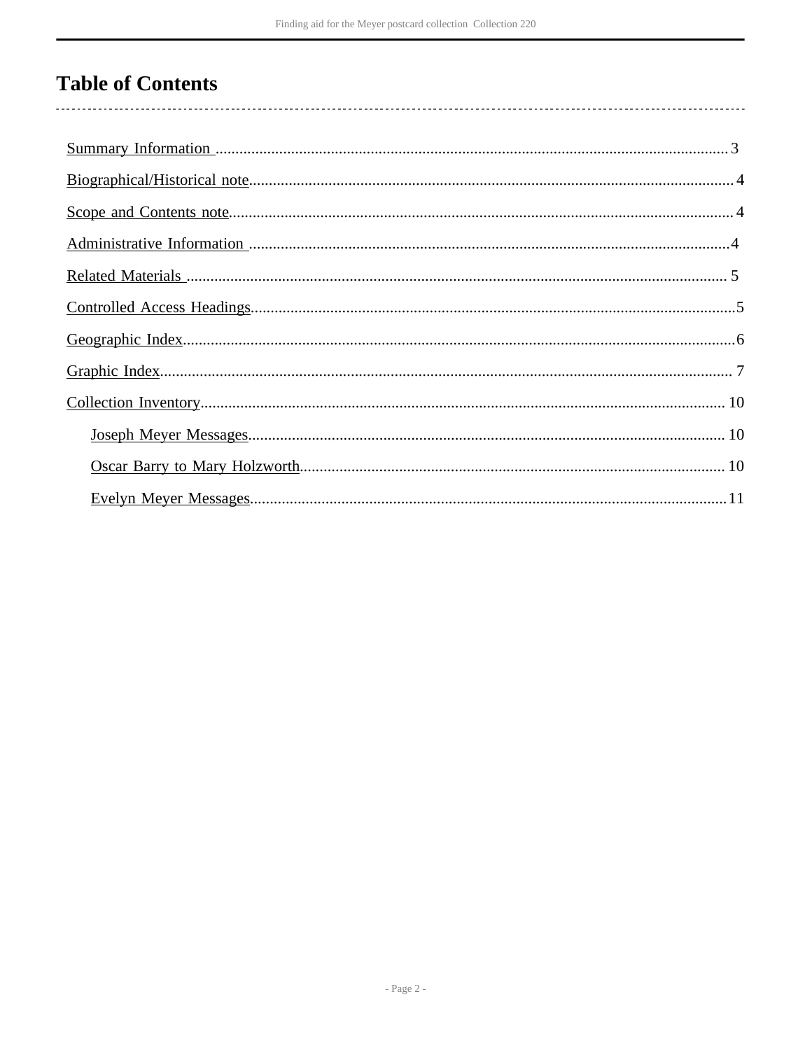# Table of Contents

- Summary Information ..................................................... 3
- Biographical/Historical note............................................. 4
- Scope and Contents note.................................................. 4
- Administrative Information ............................................... 4
- Related Materials ........................................................ 5
- Controlled Access Headings............................................... 5
- Geographic Index......................................................... 6
- Graphic Index............................................................ 7
- Collection Inventory..................................................... 10
  - Joseph Meyer Messages.................................................. 10
  - Oscar Barry to Mary Holzworth.......................................... 10
  - Evelyn Meyer Messages.................................................. 11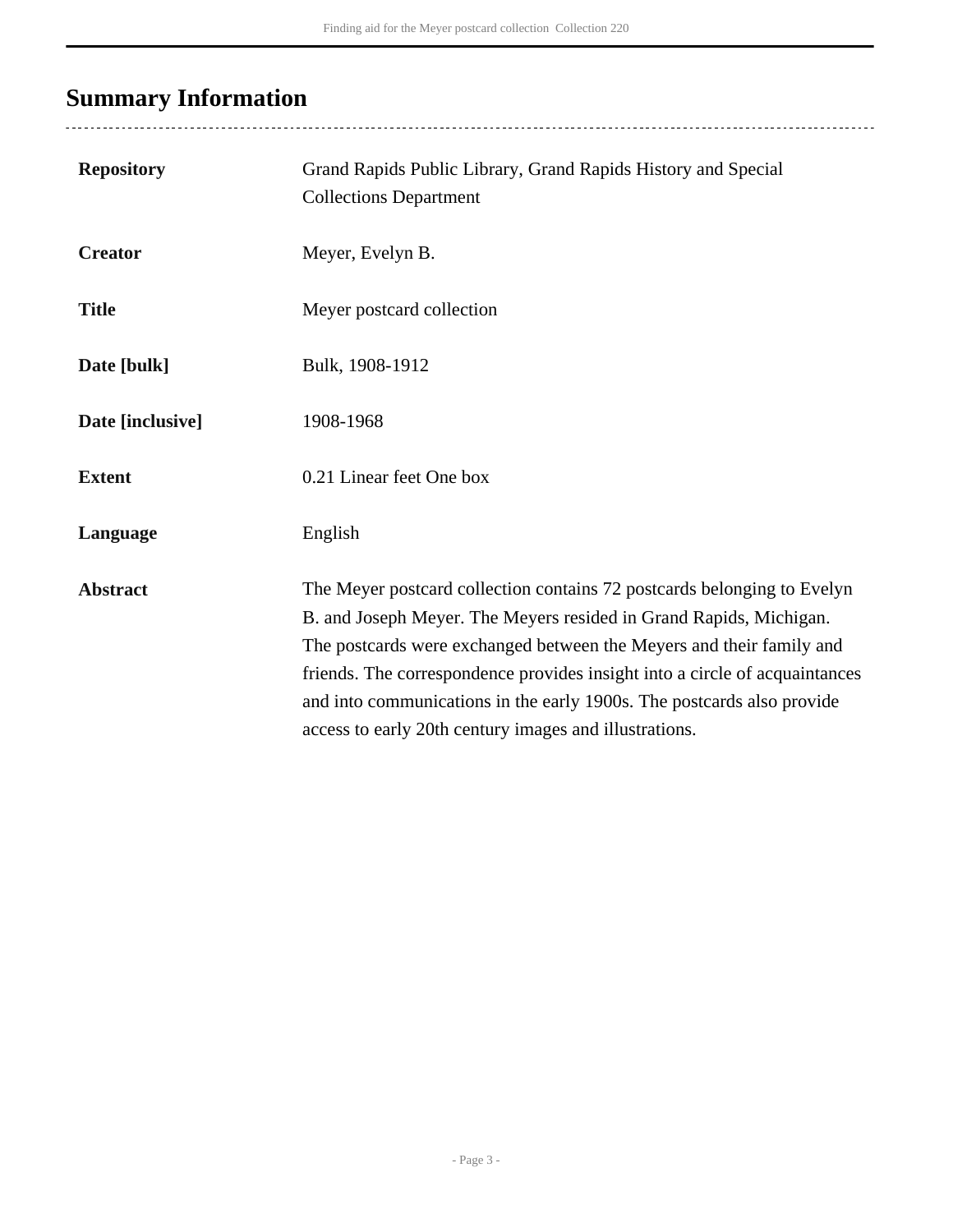## Summary Information

| | |
|---|---|
| **Repository** | Grand Rapids Public Library, Grand Rapids History and Special Collections Department |
| **Creator** | Meyer, Evelyn B. |
| **Title** | Meyer postcard collection |
| **Date [bulk]** | Bulk, 1908-1912 |
| **Date [inclusive]** | 1908-1968 |
| **Extent** | 0.21 Linear feet One box |
| **Language** | English |
| **Abstract** | The Meyer postcard collection contains 72 postcards belonging to Evelyn B. and Joseph Meyer. The Meyers resided in Grand Rapids, Michigan. The postcards were exchanged between the Meyers and their family and friends. The correspondence provides insight into a circle of acquaintances and into communications in the early 1900s. The postcards also provide access to early 20th century images and illustrations. |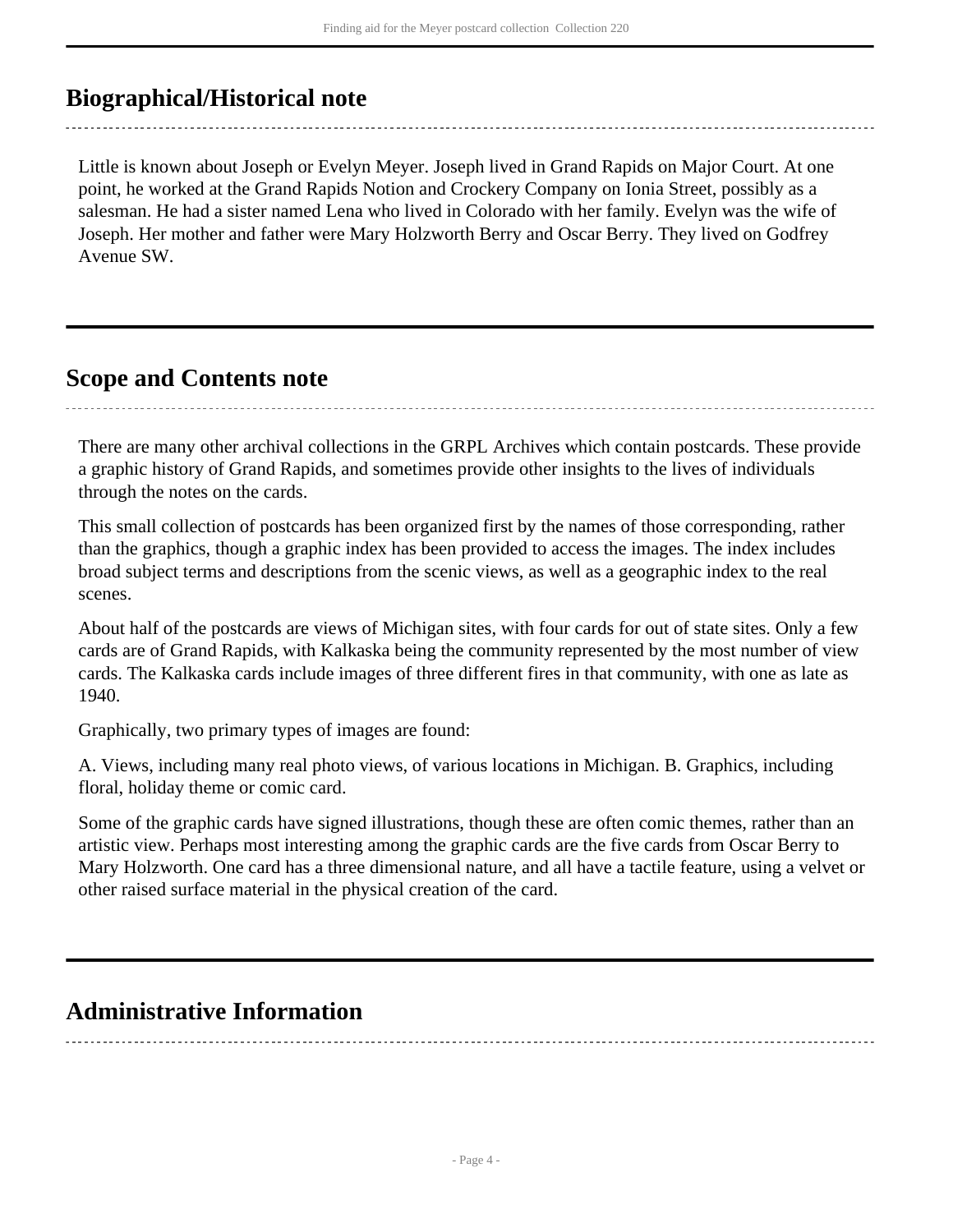## Biographical/Historical note

Little is known about Joseph or Evelyn Meyer. Joseph lived in Grand Rapids on Major Court. At one point, he worked at the Grand Rapids Notion and Crockery Company on Ionia Street, possibly as a salesman. He had a sister named Lena who lived in Colorado with her family. Evelyn was the wife of Joseph. Her mother and father were Mary Holzworth Berry and Oscar Berry. They lived on Godfrey Avenue SW.

## Scope and Contents note

There are many other archival collections in the GRPL Archives which contain postcards. These provide a graphic history of Grand Rapids, and sometimes provide other insights to the lives of individuals through the notes on the cards.

This small collection of postcards has been organized first by the names of those corresponding, rather than the graphics, though a graphic index has been provided to access the images. The index includes broad subject terms and descriptions from the scenic views, as well as a geographic index to the real scenes.

About half of the postcards are views of Michigan sites, with four cards for out of state sites. Only a few cards are of Grand Rapids, with Kalkaska being the community represented by the most number of view cards. The Kalkaska cards include images of three different fires in that community, with one as late as 1940.

Graphically, two primary types of images are found:

A. Views, including many real photo views, of various locations in Michigan. B. Graphics, including floral, holiday theme or comic card.

Some of the graphic cards have signed illustrations, though these are often comic themes, rather than an artistic view. Perhaps most interesting among the graphic cards are the five cards from Oscar Berry to Mary Holzworth. One card has a three dimensional nature, and all have a tactile feature, using a velvet or other raised surface material in the physical creation of the card.

## Administrative Information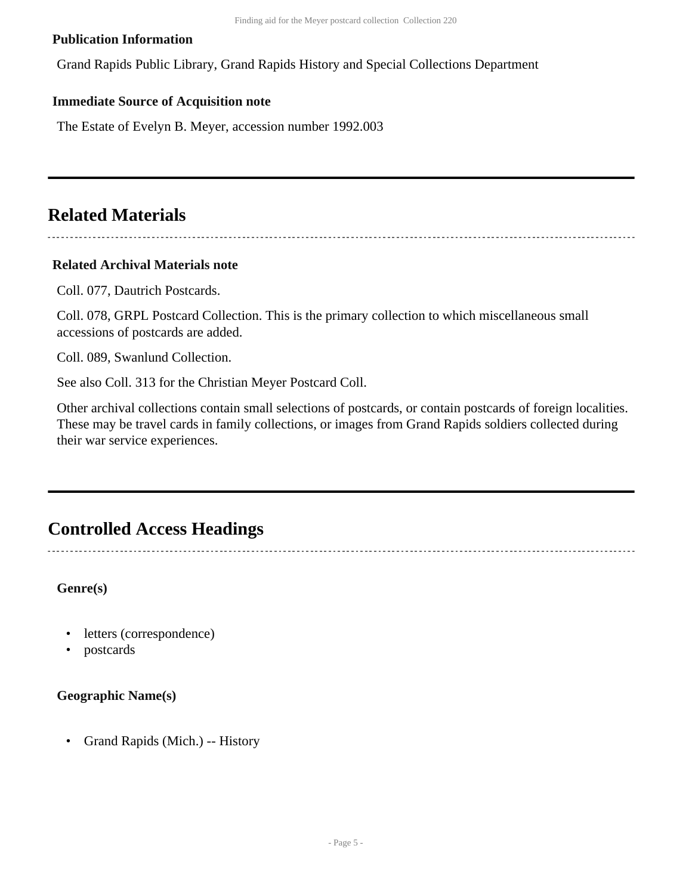**Publication Information**

Grand Rapids Public Library, Grand Rapids History and Special Collections Department

**Immediate Source of Acquisition note**

The Estate of Evelyn B. Meyer, accession number 1992.003

## Related Materials

**Related Archival Materials note**

Coll. 077, Dautrich Postcards.

Coll. 078, GRPL Postcard Collection. This is the primary collection to which miscellaneous small accessions of postcards are added.

Coll. 089, Swanlund Collection.

See also Coll. 313 for the Christian Meyer Postcard Coll.

Other archival collections contain small selections of postcards, or contain postcards of foreign localities. These may be travel cards in family collections, or images from Grand Rapids soldiers collected during their war service experiences.

## Controlled Access Headings

**Genre(s)**

- letters (correspondence)
- postcards

**Geographic Name(s)**

- Grand Rapids (Mich.) -- History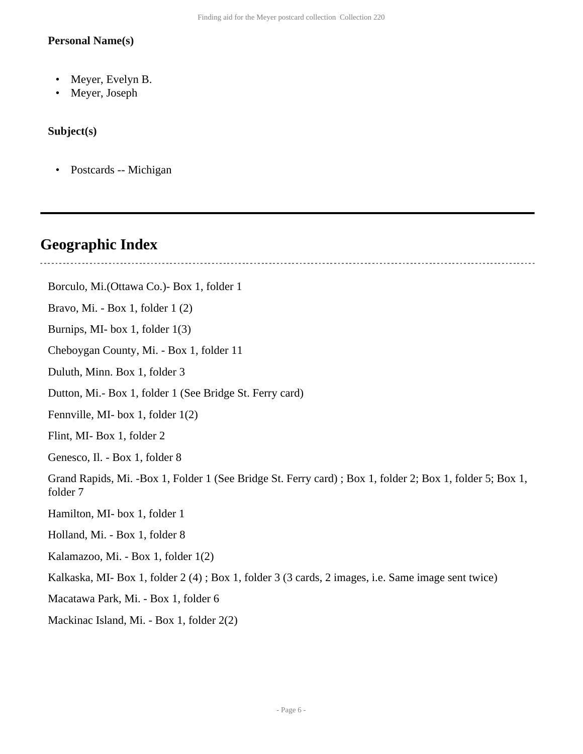**Personal Name(s)**

- Meyer, Evelyn B.
- Meyer, Joseph

**Subject(s)**

- Postcards -- Michigan

---

## Geographic Index

Borculo, Mi.(Ottawa Co.)- Box 1, folder 1

Bravo, Mi. - Box 1, folder 1 (2)

Burnips, MI- box 1, folder 1(3)

Cheboygan County, Mi. - Box 1, folder 11

Duluth, Minn. Box 1, folder 3

Dutton, Mi.- Box 1, folder 1 (See Bridge St. Ferry card)

Fennville, MI- box 1, folder 1(2)

Flint, MI- Box 1, folder 2

Genesco, Il. - Box 1, folder 8

Grand Rapids, Mi. -Box 1, Folder 1 (See Bridge St. Ferry card) ; Box 1, folder 2; Box 1, folder 5; Box 1, folder 7

Hamilton, MI- box 1, folder 1

Holland, Mi. - Box 1, folder 8

Kalamazoo, Mi. - Box 1, folder 1(2)

Kalkaska, MI- Box 1, folder 2 (4) ; Box 1, folder 3 (3 cards, 2 images, i.e. Same image sent twice)

Macatawa Park, Mi. - Box 1, folder 6

Mackinac Island, Mi. - Box 1, folder 2(2)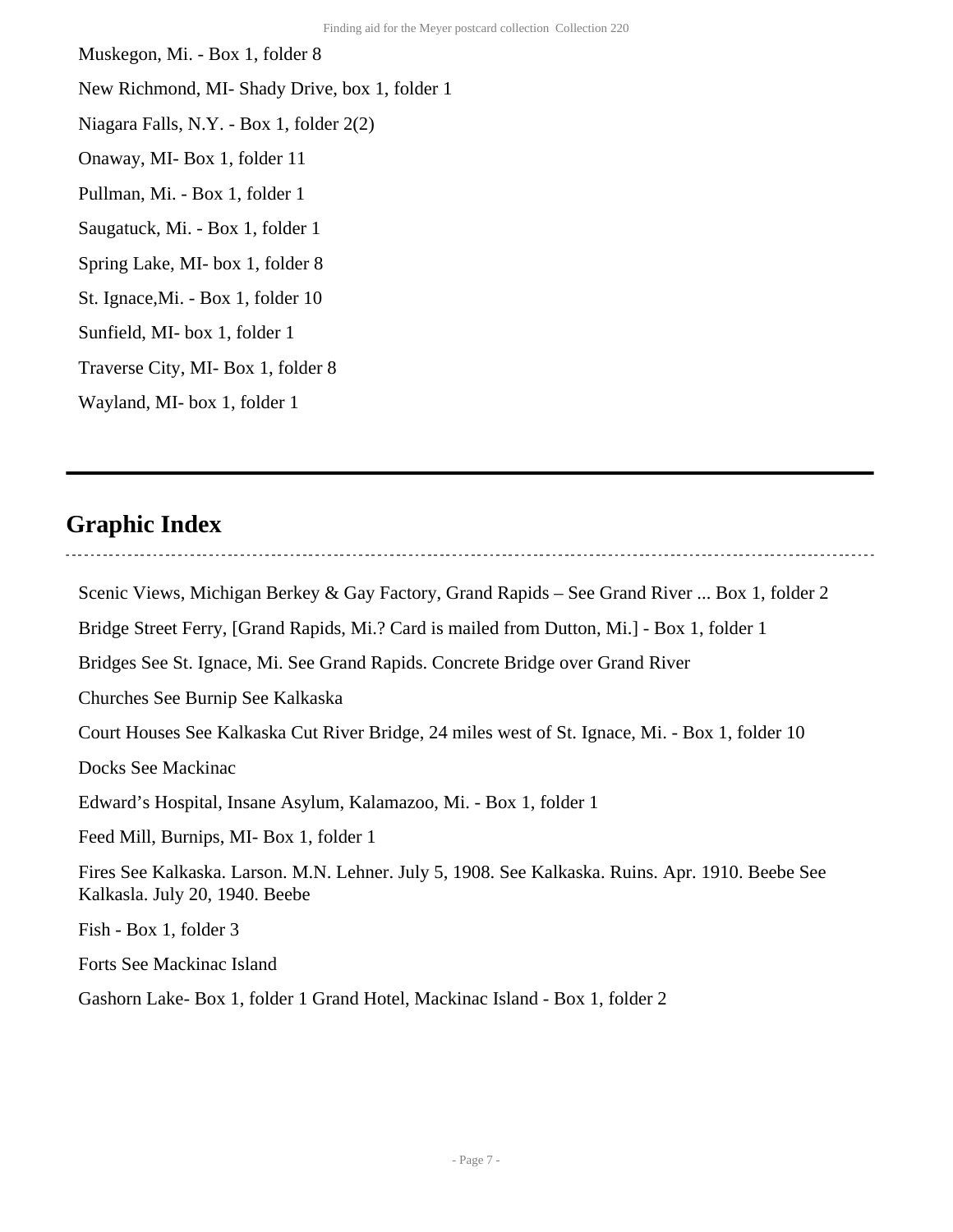Muskegon, Mi. - Box 1, folder 8

New Richmond, MI- Shady Drive, box 1, folder 1

Niagara Falls, N.Y. - Box 1, folder 2(2)

Onaway, MI- Box 1, folder 11

Pullman, Mi. - Box 1, folder 1

Saugatuck, Mi. - Box 1, folder 1

Spring Lake, MI- box 1, folder 8

St. Ignace,Mi. - Box 1, folder 10

Sunfield, MI- box 1, folder 1

Traverse City, MI- Box 1, folder 8

Wayland, MI- box 1, folder 1

---

## Graphic Index

Scenic Views, Michigan Berkey & Gay Factory, Grand Rapids – See Grand River ... Box 1, folder 2

Bridge Street Ferry, [Grand Rapids, Mi.? Card is mailed from Dutton, Mi.] - Box 1, folder 1

Bridges See St. Ignace, Mi. See Grand Rapids. Concrete Bridge over Grand River

Churches See Burnip See Kalkaska

Court Houses See Kalkaska Cut River Bridge, 24 miles west of St. Ignace, Mi. - Box 1, folder 10

Docks See Mackinac

Edward's Hospital, Insane Asylum, Kalamazoo, Mi. - Box 1, folder 1

Feed Mill, Burnips, MI- Box 1, folder 1

Fires See Kalkaska. Larson. M.N. Lehner. July 5, 1908. See Kalkaska. Ruins. Apr. 1910. Beebe See Kalkasla. July 20, 1940. Beebe

Fish - Box 1, folder 3

Forts See Mackinac Island

Gashorn Lake- Box 1, folder 1 Grand Hotel, Mackinac Island - Box 1, folder 2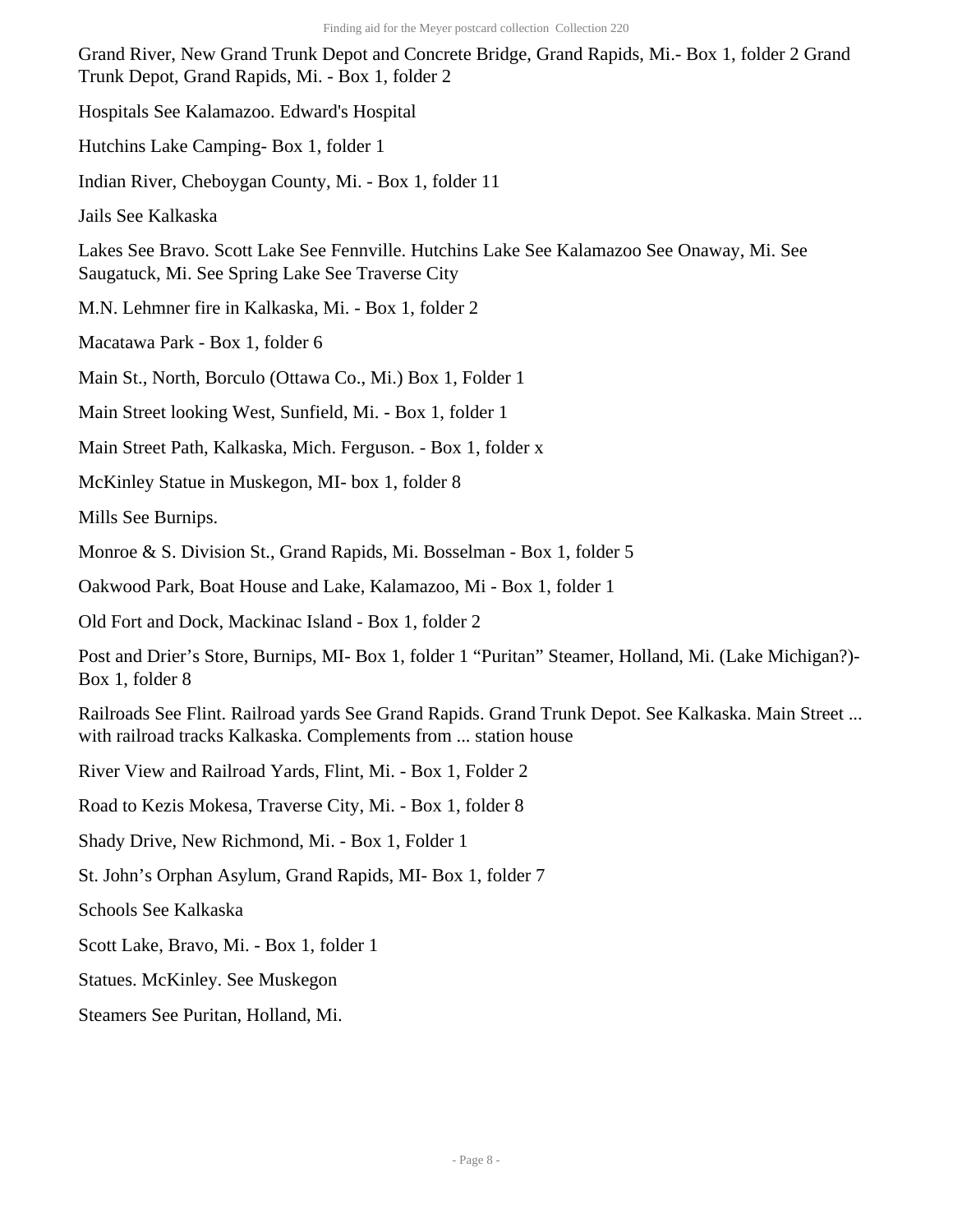Grand River, New Grand Trunk Depot and Concrete Bridge, Grand Rapids, Mi.- Box 1, folder 2 Grand Trunk Depot, Grand Rapids, Mi. - Box 1, folder 2

Hospitals See Kalamazoo. Edward's Hospital

Hutchins Lake Camping- Box 1, folder 1

Indian River, Cheboygan County, Mi. - Box 1, folder 11

Jails See Kalkaska

Lakes See Bravo. Scott Lake See Fennville. Hutchins Lake See Kalamazoo See Onaway, Mi. See Saugatuck, Mi. See Spring Lake See Traverse City

M.N. Lehmner fire in Kalkaska, Mi. - Box 1, folder 2

Macatawa Park - Box 1, folder 6

Main St., North, Borculo (Ottawa Co., Mi.) Box 1, Folder 1

Main Street looking West, Sunfield, Mi. - Box 1, folder 1

Main Street Path, Kalkaska, Mich. Ferguson. - Box 1, folder x

McKinley Statue in Muskegon, MI- box 1, folder 8

Mills See Burnips.

Monroe & S. Division St., Grand Rapids, Mi. Bosselman - Box 1, folder 5

Oakwood Park, Boat House and Lake, Kalamazoo, Mi - Box 1, folder 1

Old Fort and Dock, Mackinac Island - Box 1, folder 2

Post and Drier's Store, Burnips, MI- Box 1, folder 1 "Puritan" Steamer, Holland, Mi. (Lake Michigan?)- Box 1, folder 8

Railroads See Flint. Railroad yards See Grand Rapids. Grand Trunk Depot. See Kalkaska. Main Street ... with railroad tracks Kalkaska. Complements from ... station house

River View and Railroad Yards, Flint, Mi. - Box 1, Folder 2

Road to Kezis Mokesa, Traverse City, Mi. - Box 1, folder 8

Shady Drive, New Richmond, Mi. - Box 1, Folder 1

St. John's Orphan Asylum, Grand Rapids, MI- Box 1, folder 7

Schools See Kalkaska

Scott Lake, Bravo, Mi. - Box 1, folder 1

Statues. McKinley. See Muskegon

Steamers See Puritan, Holland, Mi.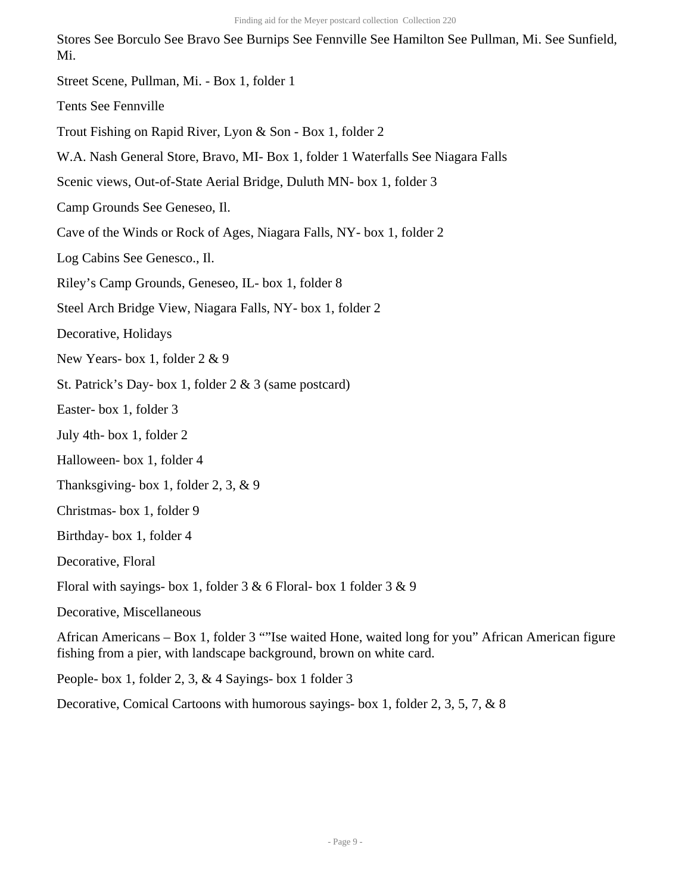Stores See Borculo See Bravo See Burnips See Fennville See Hamilton See Pullman, Mi. See Sunfield, Mi.

Street Scene, Pullman, Mi. - Box 1, folder 1

Tents See Fennville

Trout Fishing on Rapid River, Lyon & Son - Box 1, folder 2

W.A. Nash General Store, Bravo, MI- Box 1, folder 1 Waterfalls See Niagara Falls

Scenic views, Out-of-State Aerial Bridge, Duluth MN- box 1, folder 3

Camp Grounds See Geneseo, Il.

Cave of the Winds or Rock of Ages, Niagara Falls, NY- box 1, folder 2

Log Cabins See Genesco., Il.

Riley's Camp Grounds, Geneseo, IL- box 1, folder 8

Steel Arch Bridge View, Niagara Falls, NY- box 1, folder 2

Decorative, Holidays

New Years- box 1, folder 2 & 9

St. Patrick's Day- box 1, folder 2 & 3 (same postcard)

Easter- box 1, folder 3

July 4th- box 1, folder 2

Halloween- box 1, folder 4

Thanksgiving- box 1, folder 2, 3, & 9

Christmas- box 1, folder 9

Birthday- box 1, folder 4

Decorative, Floral

Floral with sayings- box 1, folder 3 & 6 Floral- box 1 folder 3 & 9

Decorative, Miscellaneous

African Americans – Box 1, folder 3 ""Ise waited Hone, waited long for you" African American figure fishing from a pier, with landscape background, brown on white card.

People- box 1, folder 2, 3, & 4 Sayings- box 1 folder 3

Decorative, Comical Cartoons with humorous sayings- box 1, folder 2, 3, 5, 7, & 8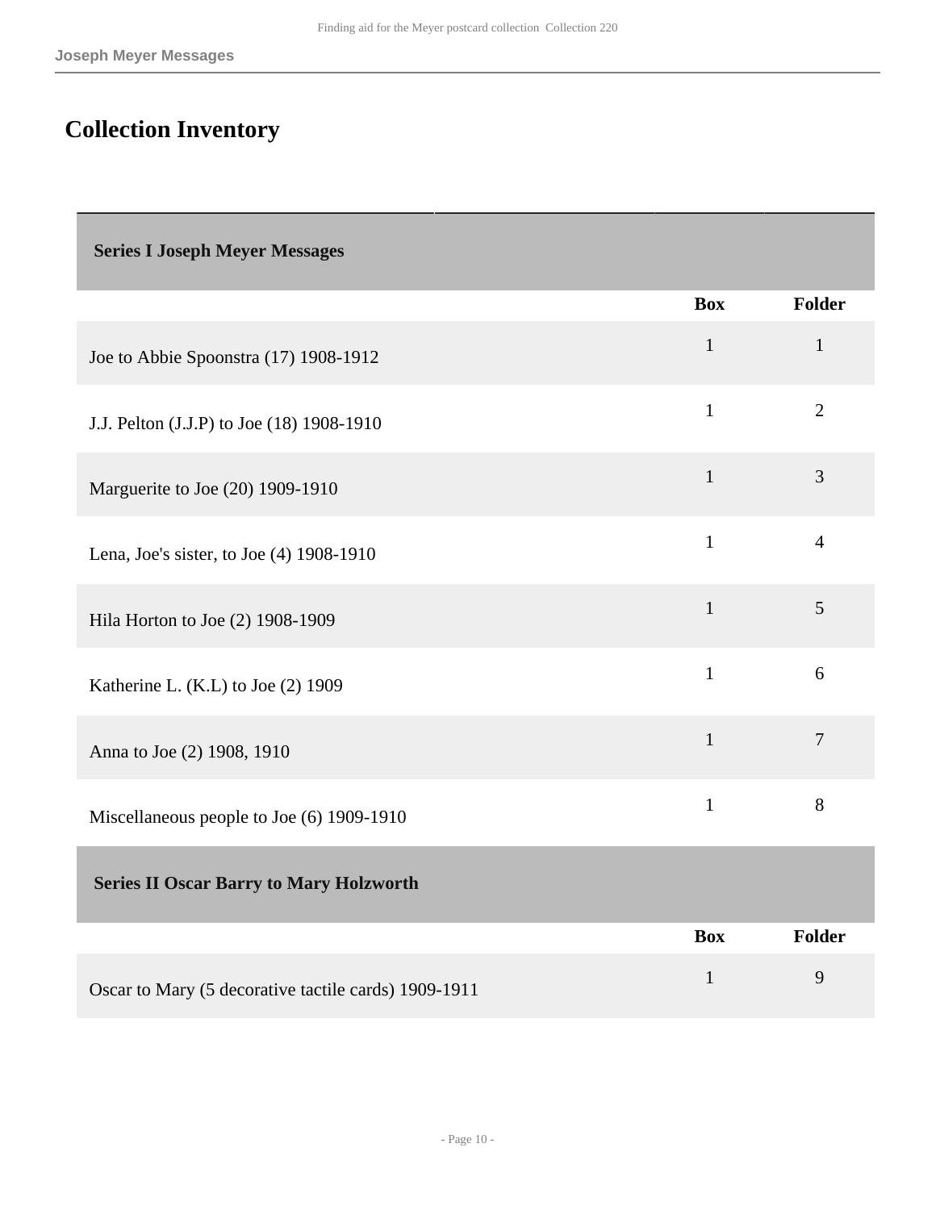## Collection Inventory

| Series I Joseph Meyer Messages | | |
|---|---|---|
| | **Box** | **Folder** |
| Joe to Abbie Spoonstra (17) 1908-1912 | 1 | 1 |
| J.J. Pelton (J.J.P) to Joe (18) 1908-1910 | 1 | 2 |
| Marguerite to Joe (20) 1909-1910 | 1 | 3 |
| Lena, Joe's sister, to Joe (4) 1908-1910 | 1 | 4 |
| Hila Horton to Joe (2) 1908-1909 | 1 | 5 |
| Katherine L. (K.L) to Joe (2) 1909 | 1 | 6 |
| Anna to Joe (2) 1908, 1910 | 1 | 7 |
| Miscellaneous people to Joe (6) 1909-1910 | 1 | 8 |

| Series II Oscar Barry to Mary Holzworth | | |
|---|---|---|
| | **Box** | **Folder** |
| Oscar to Mary (5 decorative tactile cards) 1909-1911 | 1 | 9 |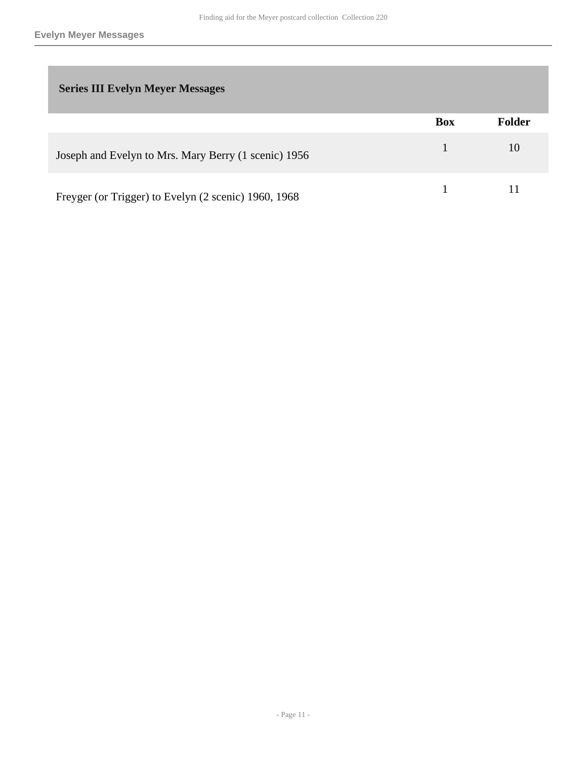## Series III Evelyn Meyer Messages

| | Box | Folder |
|---|---|---|
| Joseph and Evelyn to Mrs. Mary Berry (1 scenic) 1956 | 1 | 10 |
| Freyger (or Trigger) to Evelyn (2 scenic) 1960, 1968 | 1 | 11 |